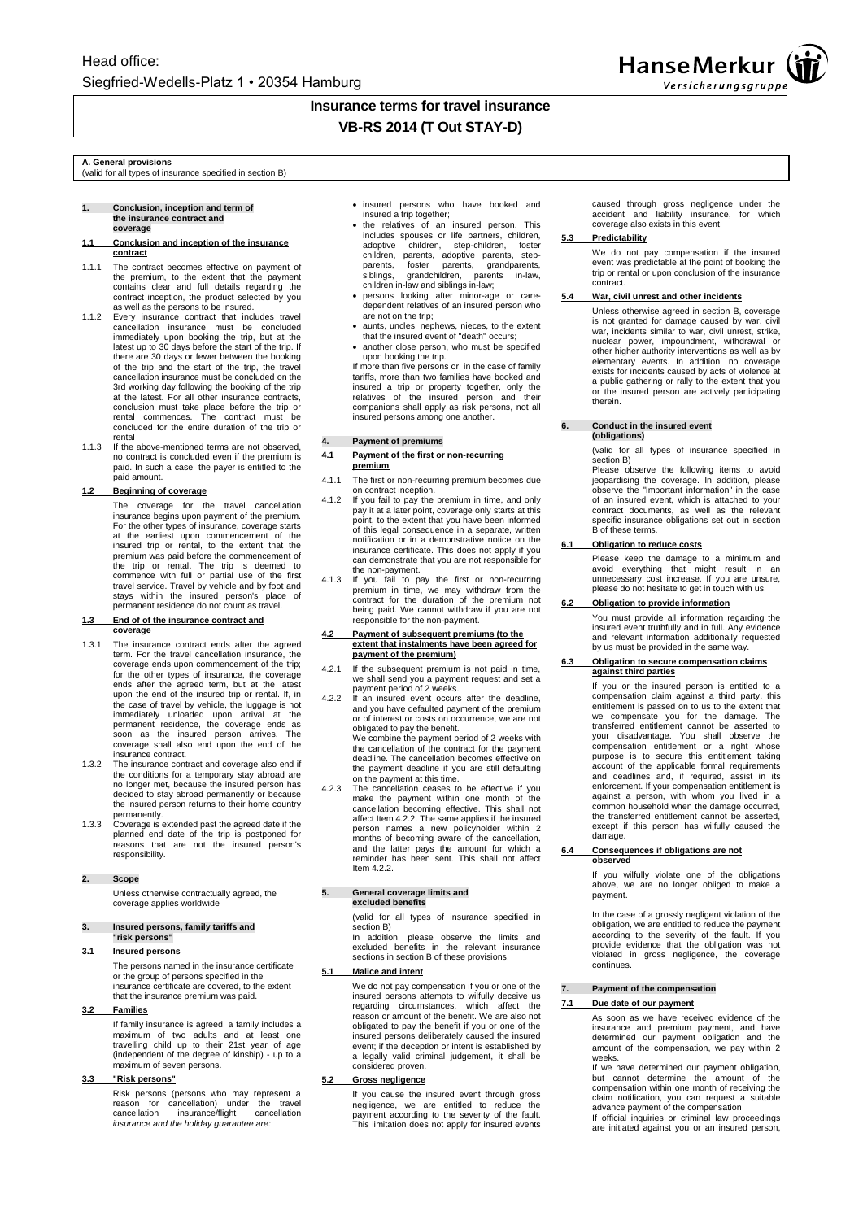Head office:
Siegfried-Wedells-Platz 1 • 20354 Hamburg

HanseMerkur Versicherungsgruppe

# Insurance terms for travel insurance
# VB-RS 2014 (T Out STAY-D)

## A. General provisions
(valid for all types of insurance specified in section B)

### 1. Conclusion, inception and term of the insurance contract and coverage

#### 1.1 Conclusion and inception of the insurance contract

1.1.1 The contract becomes effective on payment of the premium, to the extent that the payment contains clear and full details regarding the contract inception, the product selected by you as well as the persons to be insured.

1.1.2 Every insurance contract that includes travel cancellation insurance must be concluded immediately upon booking the trip, but at the latest up to 30 days before the start of the trip. If there are 30 days or fewer between the booking of the trip and the start of the trip, the travel cancellation insurance must be concluded on the 3rd working day following the booking of the trip at the latest. For all other insurance contracts, conclusion must take place before the trip or rental commences. The contract must be concluded for the entire duration of the trip or rental

1.1.3 If the above-mentioned terms are not observed, no contract is concluded even if the premium is paid. In such a case, the payer is entitled to the paid amount.

#### 1.2 Beginning of coverage

The coverage for the travel cancellation insurance begins upon payment of the premium. For the other types of insurance, coverage starts at the earliest upon commencement of the insured trip or rental, to the extent that the premium was paid before the commencement of the trip or rental. The trip is deemed to commence with full or partial use of the first travel service. Travel by vehicle and by foot and stays within the insured person's place of permanent residence do not count as travel.

#### 1.3 End of the insurance contract and coverage

1.3.1 The insurance contract ends after the agreed term. For the travel cancellation insurance, the coverage ends upon commencement of the trip; for the other types of insurance, the coverage ends after the agreed term, but at the latest upon the end of the insured trip or rental. If, in the case of travel by vehicle, the luggage is not immediately unloaded upon arrival at the permanent residence, the coverage ends as soon as the insured person arrives. The coverage shall also end upon the end of the insurance contract.

1.3.2 The insurance contract and coverage also end if the conditions for a temporary stay abroad are no longer met, because the insured person has decided to stay abroad permanently or because the insured person returns to their home country permanently.

1.3.3 Coverage is extended past the agreed date if the planned end date of the trip is postponed for reasons that are not the insured person's responsibility.

### 2. Scope

Unless otherwise contractually agreed, the coverage applies worldwide

### 3. Insured persons, family tariffs and "risk persons"

#### 3.1 Insured persons

The persons named in the insurance certificate or the group of persons specified in the insurance certificate are covered, to the extent that the insurance premium was paid.

#### 3.2 Families

If family insurance is agreed, a family includes a maximum of two adults and at least one travelling child up to their 21st year of age (independent of the degree of kinship) - up to a maximum of seven persons.

#### 3.3 "Risk persons"

Risk persons (persons who may represent a reason for cancellation) under the travel cancellation insurance/flight cancellation *insurance and the holiday guarantee are:*

- insured persons who have booked and insured a trip together;
- the relatives of an insured person. This includes spouses or life partners, children, adoptive children, step-children, foster children, parents, adoptive parents, step-parents, foster parents, grandparents, siblings, grandchildren, parents in-law, children in-law and siblings in-law;
- persons looking after minor-age or care-dependent relatives of an insured person who are not on the trip;
- aunts, uncles, nephews, nieces, to the extent that the insured event of "death" occurs;
- another close person, who must be specified upon booking the trip.

If more than five persons or, in the case of family tariffs, more than two families have booked and insured a trip or property together, only the relatives of the insured person and their companions shall apply as risk persons, not all insured persons among one another.

### 4. Payment of premiums

#### 4.1 Payment of the first or non-recurring premium

4.1.1 The first or non-recurring premium becomes due on contract inception.

4.1.2 If you fail to pay the premium in time, and only pay it at a later point, coverage only starts at this point, to the extent that you have been informed of this legal consequence in a separate, written notification or in a demonstrative notice on the insurance certificate. This does not apply if you can demonstrate that you are not responsible for the non-payment.

4.1.3 If you fail to pay the first or non-recurring premium in time, we may withdraw from the contract for the duration of the premium not being paid. We cannot withdraw if you are not responsible for the non-payment.

#### 4.2 Payment of subsequent premiums (to the extent that instalments have been agreed for payment of the premium)

4.2.1 If the subsequent premium is not paid in time, we shall send you a payment request and set a payment period of 2 weeks.

4.2.2 If an insured event occurs after the deadline, and you have defaulted payment of the premium or of interest or costs on occurrence, we are not obligated to pay the benefit.
We combine the payment period of 2 weeks with the cancellation of the contract for the payment deadline. The cancellation becomes effective on the payment deadline if you are still defaulting on the payment at this time.

4.2.3 The cancellation ceases to be effective if you make the payment within one month of the cancellation becoming effective. This shall not affect Item 4.2.2. The same applies if the insured person names a new policyholder within 2 months of becoming aware of the cancellation, and the latter pays the amount for which a reminder has been sent. This shall not affect Item 4.2.2.

### 5. General coverage limits and excluded benefits

(valid for all types of insurance specified in section B)
In addition, please observe the limits and excluded benefits in the relevant insurance sections in section B of these provisions.

#### 5.1 Malice and intent

We do not pay compensation if you or one of the insured persons attempts to wilfully deceive us regarding circumstances, which affect the reason or amount of the benefit. We are also not obligated to pay the benefit if you or one of the insured persons deliberately caused the insured event; if the deception or intent is established by a legally valid criminal judgement, it shall be considered proven.

#### 5.2 Gross negligence

If you cause the insured event through gross negligence, we are entitled to reduce the payment according to the severity of the fault. This limitation does not apply for insured events caused through gross negligence under the accident and liability insurance, for which coverage also exists in this event.

#### 5.3 Predictability

We do not pay compensation if the insured event was predictable at the point of booking the trip or rental or upon conclusion of the insurance contract.

#### 5.4 War, civil unrest and other incidents

Unless otherwise agreed in section B, coverage is not granted for damage caused by war, civil war, incidents similar to war, civil unrest, strike, nuclear power, impoundment, withdrawal or other higher authority interventions as well as by elementary events. In addition, no coverage exists for incidents caused by acts of violence at a public gathering or rally to the extent that you or the insured person are actively participating therein.

### 6. Conduct in the insured event (obligations)

(valid for all types of insurance specified in section B)
Please observe the following items to avoid jeopardising the coverage. In addition, please observe the "Important information" in the case of an insured event, which is attached to your contract documents, as well as the relevant specific insurance obligations set out in section B of these terms.

#### 6.1 Obligation to reduce costs

Please keep the damage to a minimum and avoid everything that might result in an unnecessary cost increase. If you are unsure, please do not hesitate to get in touch with us.

#### 6.2 Obligation to provide information

You must provide all information regarding the insured event truthfully and in full. Any evidence and relevant information additionally requested by us must be provided in the same way.

#### 6.3 Obligation to secure compensation claims against third parties

If you or the insured person is entitled to a compensation claim against a third party, this entitlement is passed on to us to the extent that we compensate you for the damage. The transferred entitlement cannot be asserted to your disadvantage. You shall observe the compensation entitlement or a right whose purpose is to secure this entitlement taking account of the applicable formal requirements and deadlines and, if required, assist in its enforcement. If your compensation entitlement is against a person, with whom you lived in a common household when the damage occurred, the transferred entitlement cannot be asserted, except if this person has wilfully caused the damage.

#### 6.4 Consequences if obligations are not observed

If you wilfully violate one of the obligations above, we are no longer obliged to make a payment.

In the case of a grossly negligent violation of the obligation, we are entitled to reduce the payment according to the severity of the fault. If you provide evidence that the obligation was not violated in gross negligence, the coverage continues.

### 7. Payment of the compensation

#### 7.1 Due date of our payment

As soon as we have received evidence of the insurance and premium payment, and have determined our payment obligation and the amount of the compensation, we pay within 2 weeks.
If we have determined our payment obligation, but cannot determine the amount of the compensation within one month of receiving the claim notification, you can request a suitable advance payment of the compensation
If official inquiries or criminal law proceedings are initiated against you or an insured person,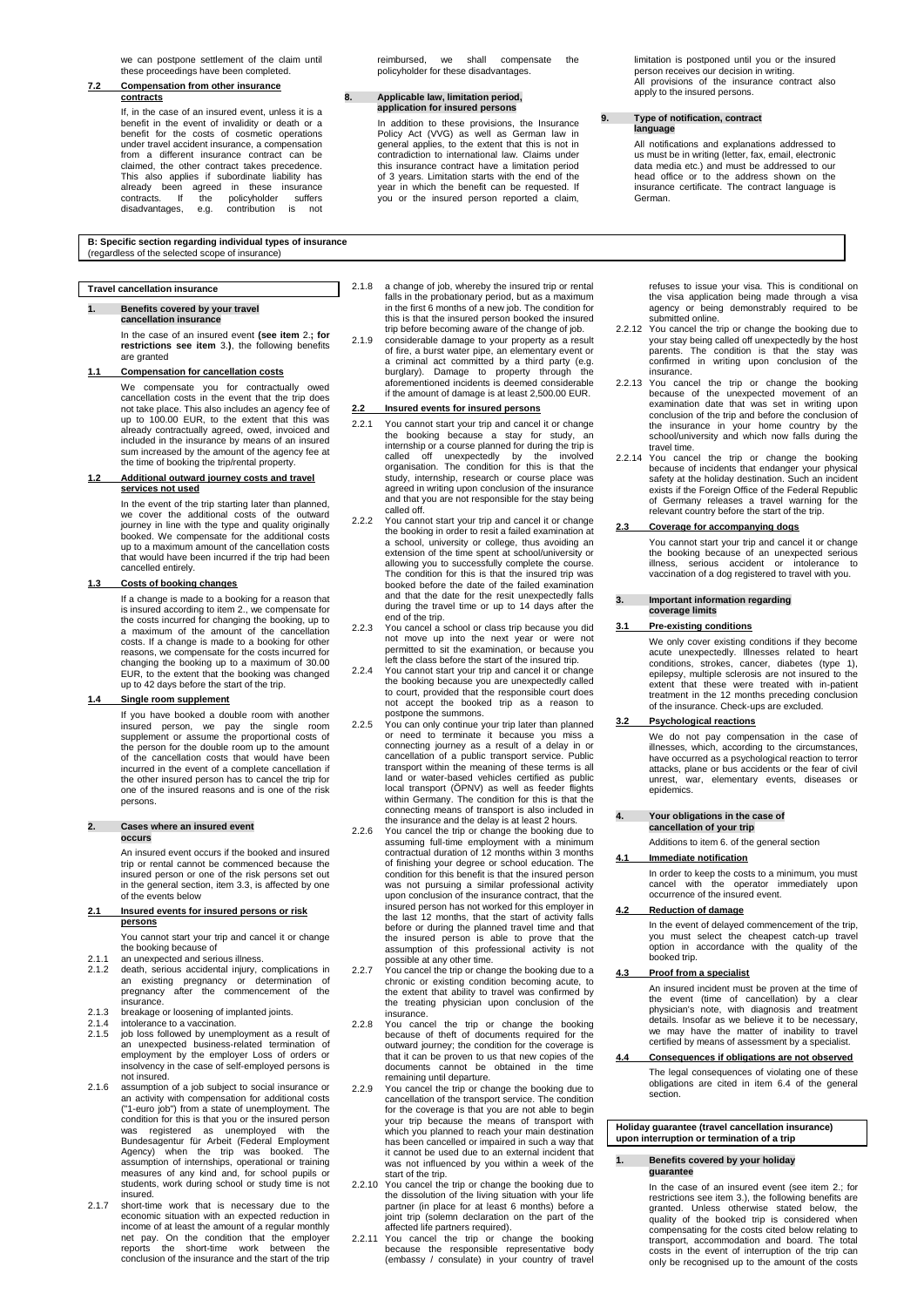we can postpone settlement of the claim until these proceedings have been completed.

#### 7.2 Compensation from other insurance contracts

If, in the case of an insured event, unless it is a benefit in the event of invalidity or death or a benefit for the costs of cosmetic operations under travel accident insurance, a compensation from a different insurance contract can be claimed, the other contract takes precedence. This also applies if subordinate liability has already been agreed in these insurance contracts. If the policyholder suffers disadvantages, e.g. contribution is not reimbursed, we shall compensate the policyholder for these disadvantages.

### 8. Applicable law, limitation period, application for insured persons

In addition to these provisions, the Insurance Policy Act (VVG) as well as German law in general applies, to the extent that this is not in contradiction to international law. Claims under this insurance contract have a limitation period of 3 years. Limitation starts with the end of the year in which the benefit can be requested. If you or the insured person reported a claim, limitation is postponed until you or the insured person receives our decision in writing.

All provisions of the insurance contract also apply to the insured persons.

### 9. Type of notification, contract language

All notifications and explanations addressed to us must be in writing (letter, fax, email, electronic data media etc.) and must be addressed to our head office or to the address shown on the insurance certificate. The contract language is German.

## B: Specific section regarding individual types of insurance

(regardless of the selected scope of insurance)

## Travel cancellation insurance

### 1. Benefits covered by your travel cancellation insurance

In the case of an insured event **(see item 2.; for restrictions see item 3.)**, the following benefits are granted

#### 1.1 Compensation for cancellation costs

We compensate you for contractually owed cancellation costs in the event that the trip does not take place. This also includes an agency fee of up to 100.00 EUR, to the extent that this was already contractually agreed, owed, invoiced and included in the insurance by means of an insured sum increased by the amount of the agency fee at the time of booking the trip/rental property.

#### 1.2 Additional outward journey costs and travel services not used

In the event of the trip starting later than planned, we cover the additional costs of the outward journey in line with the type and quality originally booked. We compensate for the additional costs up to a maximum amount of the cancellation costs that would have been incurred if the trip had been cancelled entirely.

#### 1.3 Costs of booking changes

If a change is made to a booking for a reason that is insured according to item 2., we compensate for the costs incurred for changing the booking, up to a maximum of the amount of the cancellation costs. If a change is made to a booking for other reasons, we compensate for the costs incurred for changing the booking up to a maximum of 30.00 EUR, to the extent that the booking was changed up to 42 days before the start of the trip.

#### 1.4 Single room supplement

If you have booked a double room with another insured person, we pay the single room supplement or assume the proportional costs of the person for the double room up to the amount of the cancellation costs that would have been incurred in the event of a complete cancellation if the other insured person has to cancel the trip for one of the insured reasons and is one of the risk persons.

### 2. Cases where an insured event occurs

An insured event occurs if the booked and insured trip or rental cannot be commenced because the insured person or one of the risk persons set out in the general section, item 3.3, is affected by one of the events below

#### 2.1 Insured events for insured persons or risk persons

You cannot start your trip and cancel it or change the booking because of

2.1.1 an unexpected and serious illness.

2.1.2 death, serious accidental injury, complications in an existing pregnancy or determination of pregnancy after the commencement of the insurance.

2.1.3 breakage or loosening of implanted joints.

2.1.4 intolerance to a vaccination.

2.1.5 job loss followed by unemployment as a result of an unexpected business-related termination of employment by the employer Loss of orders or insolvency in the case of self-employed persons is not insured.

2.1.6 assumption of a job subject to social insurance or an activity with compensation for additional costs ("1-euro job") from a state of unemployment. The condition for this is that you or the insured person was registered as unemployed with the Bundesagentur für Arbeit (Federal Employment Agency) when the trip was booked. The assumption of internships, operational or training measures of any kind and, for school pupils or students, work during school or study time is not insured.

2.1.7 short-time work that is necessary due to the economic situation with an expected reduction in income of at least the amount of a regular monthly net pay. On the condition that the employer reports the short-time work between the conclusion of the insurance and the start of the trip

2.1.8 a change of job, whereby the insured trip or rental falls in the probationary period, but as a maximum in the first 6 months of a new job. The condition for this is that the insured person booked the insured trip before becoming aware of the change of job.

2.1.9 considerable damage to your property as a result of fire, a burst water pipe, an elementary event or a criminal act committed by a third party (e.g. burglary). Damage to property through the aforementioned incidents is deemed considerable if the amount of damage is at least 2,500.00 EUR.

#### 2.2 Insured events for insured persons

2.2.1 You cannot start your trip and cancel it or change the booking because a stay for study, an internship or a course planned for during the trip is called off unexpectedly by the involved organisation. The condition for this is that the study, internship, research or course place was agreed in writing upon conclusion of the insurance and that you are not responsible for the stay being called off.

2.2.2 You cannot start your trip and cancel it or change the booking in order to resit a failed examination at a school, university or college, thus avoiding an extension of the time spent at school/university or allowing you to successfully complete the course. The condition for this is that the insured trip was booked before the date of the failed examination and that the date for the resit unexpectedly falls during the travel time or up to 14 days after the end of the trip.

2.2.3 You cancel a school or class trip because you did not move up into the next year or were not permitted to sit the examination, or because you left the class before the start of the insured trip.

2.2.4 You cannot start your trip and cancel it or change the booking because you are unexpectedly called to court, provided that the responsible court does not accept the booked trip as a reason to postpone the summons.

2.2.5 You can only continue your trip later than planned or need to terminate it because you miss a connecting journey as a result of a delay in or cancellation of a public transport service. Public transport within the meaning of these terms is all land or water-based vehicles certified as public local transport (ÖPNV) as well as feeder flights within Germany. The condition for this is that the connecting means of transport is also included in the insurance and the delay is at least 2 hours.

2.2.6 You cancel the trip or change the booking due to assuming full-time employment with a minimum contractual duration of 12 months within 3 months of finishing your degree or school education. The condition for this benefit is that the insured person was not pursuing a similar professional activity upon conclusion of the insurance contract, that the insured person has not worked for this employer in the last 12 months, that the start of activity falls before or during the planned travel time and that the insured person is able to prove that the assumption of this professional activity is not possible at any other time.

2.2.7 You cancel the trip or change the booking due to a chronic or existing condition becoming acute, to the extent that ability to travel was confirmed by the treating physician upon conclusion of the insurance.

2.2.8 You cancel the trip or change the booking because of theft of documents required for the outward journey; the condition for the coverage is that it can be proven to us that new copies of the documents cannot be obtained in the time remaining until departure.

2.2.9 You cancel the trip or change the booking due to cancellation of the transport service. The condition for the coverage is that you are not able to begin your trip because the means of transport with which you planned to reach your main destination has been cancelled or impaired in such a way that it cannot be used due to an external incident that was not influenced by you within a week of the start of the trip.

2.2.10 You cancel the trip or change the booking due to the dissolution of the living situation with your life partner (in place for at least 6 months) before a joint trip (solemn declaration on the part of the affected life partners required).

2.2.11 You cancel the trip or change the booking because the responsible representative body (embassy / consulate) in your country of travel refuses to issue your visa. This is conditional on the visa application being made through a visa agency or being demonstrably required to be submitted online.

2.2.12 You cancel the trip or change the booking due to your stay being called off unexpectedly by the host parents. The condition is that the stay was confirmed in writing upon conclusion of the insurance.

2.2.13 You cancel the trip or change the booking because of the unexpected movement of an examination date that was set in writing upon conclusion of the trip and before the conclusion of the insurance in your home country by the school/university and which now falls during the travel time.

2.2.14 You cancel the trip or change the booking because of incidents that endanger your physical safety at the holiday destination. Such an incident exists if the Foreign Office of the Federal Republic of Germany releases a travel warning for the relevant country before the start of the trip.

#### 2.3 Coverage for accompanying dogs

You cannot start your trip and cancel it or change the booking because of an unexpected serious illness, serious accident or intolerance to vaccination of a dog registered to travel with you.

### 3. Important information regarding coverage limits

#### 3.1 Pre-existing conditions

We only cover existing conditions if they become acute unexpectedly. Illnesses related to heart conditions, strokes, cancer, diabetes (type 1), epilepsy, multiple sclerosis are not insured to the extent that these were treated with in-patient treatment in the 12 months preceding conclusion of the insurance. Check-ups are excluded.

#### 3.2 Psychological reactions

We do not pay compensation in the case of illnesses, which, according to the circumstances, have occurred as a psychological reaction to terror attacks, plane or bus accidents or the fear of civil unrest, war, elementary events, diseases or epidemics.

### 4. Your obligations in the case of cancellation of your trip

Additions to item 6. of the general section

#### 4.1 Immediate notification

In order to keep the costs to a minimum, you must cancel with the operator immediately upon occurrence of the insured event.

#### 4.2 Reduction of damage

In the event of delayed commencement of the trip, you must select the cheapest catch-up travel option in accordance with the quality of the booked trip.

#### 4.3 Proof from a specialist

An insured incident must be proven at the time of the event (time of cancellation) by a clear physician's note, with diagnosis and treatment details. Insofar as we believe it to be necessary, we may have the matter of inability to travel certified by means of assessment by a specialist.

#### 4.4 Consequences if obligations are not observed

The legal consequences of violating one of these obligations are cited in item 6.4 of the general section.

## Holiday guarantee (travel cancellation insurance) upon interruption or termination of a trip

### 1. Benefits covered by your holiday guarantee

In the case of an insured event (see item 2.; for restrictions see item 3.), the following benefits are granted. Unless otherwise stated below, the quality of the booked trip is considered when compensating for the costs cited below relating to transport, accommodation and board. The total costs in the event of interruption of the trip can only be recognised up to the amount of the costs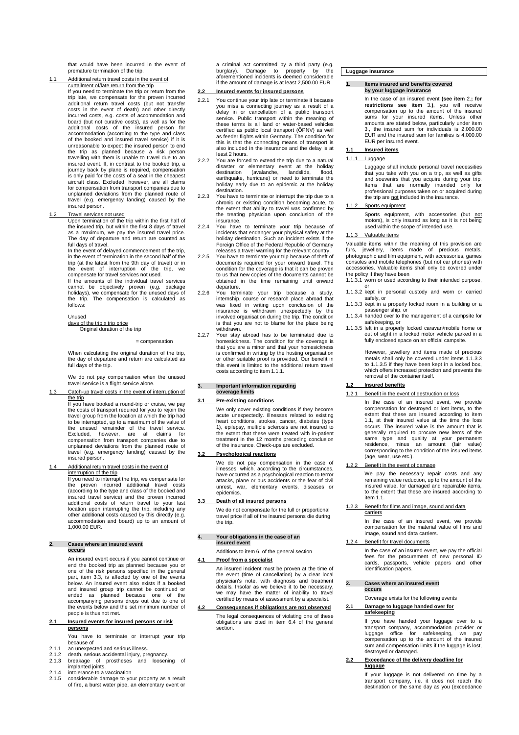that would have been incurred in the event of premature termination of the trip.

### 1.1 Additional return travel costs in the event of curtailment of/late return from the trip

If you need to terminate the trip or return from the trip late, we compensate for the proven incurred additional return travel costs (but not transfer costs in the event of death) and other directly incurred costs, e.g. costs of accommodation and board (but not curative costs), as well as for the additional costs of the insured person for accommodation (according to the type and class of the booked and insured travel service) if it is unreasonable to expect the insured person to end the trip as planned because a risk person travelling with them is unable to travel due to an insured event. If, in contrast to the booked trip, a journey back by plane is required, compensation is only paid for the costs of a seat in the cheapest aircraft class. Excluded, however, are all claims for compensation from transport companies due to unplanned deviations from the planned route of travel (e.g. emergency landing) caused by the insured person.

### 1.2 Travel services not used

Upon termination of the trip within the first half of the insured trip, but within the first 8 days of travel as a maximum, we pay the insured travel price. The day of departure and return are counted as full days of travel.

In the event of delayed commencement of the trip, in the event of termination in the second half of the trip (at the latest from the 9th day of travel) or in the event of interruption of the trip, we compensate for travel services not used.

If the amounts of the individual travel services cannot be objectively proven (e.g. package holidays), we compensate for the unused days of the trip. The compensation is calculated as follows:

$$\frac{\text{Unused days of the trip x trip price}}{\text{Original duration of the trip}} = \text{compensation}$$

When calculating the original duration of the trip, the day of departure and return are calculated as full days of the trip.

We do not pay compensation when the unused travel service is a flight service alone.

### 1.3 Catch-up travel costs in the event of interruption of the trip

If you have booked a round-trip or cruise, we pay the costs of transport required for you to rejoin the travel group from the location at which the trip had to be interrupted, up to a maximum of the value of the unused remainder of the travel service. Excluded, however, are all claims for compensation from transport companies due to unplanned deviations from the planned route of travel (e.g. emergency landing) caused by the insured person.

### 1.4 Additional return travel costs in the event of interruption of the trip

If you need to interrupt the trip, we compensate for the proven incurred additional travel costs (according to the type and class of the booked and insured travel service) and the proven incurred additional costs of return travel to your last location upon interrupting the trip, including any other additional costs caused by this directly (e.g. accommodation and board) up to an amount of 1,000.00 EUR.

## 2. Cases where an insured event occurs

An insured event occurs if you cannot continue or end the booked trip as planned because you or one of the risk persons specified in the general part, item 3.3, is affected by one of the events below. An insured event also exists if a booked and insured group trip cannot be continued or ended as planned because one of the accompanying persons drops out due to one of the events below and the set minimum number of people is thus not met.

### 2.1 Insured events for insured persons or risk persons

You have to terminate or interrupt your trip because of

2.1.1 an unexpected and serious illness.

2.1.2 death, serious accidental injury, pregnancy.

2.1.3 breakage of prostheses and loosening of implanted joints.

2.1.4 intolerance to a vaccination

2.1.5 considerable damage to your property as a result of fire, a burst water pipe, an elementary event or a criminal act committed by a third party (e.g. burglary). Damage to property by the aforementioned incidents is deemed considerable if the amount of damage is at least 2,500.00 EUR

### 2.2 Insured events for insured persons

2.2.1 You continue your trip late or terminate it because you miss a connecting journey as a result of a delay in or cancellation of a public transport service. Public transport within the meaning of these terms is all land or water-based vehicles certified as public local transport (ÖPNV) as well as feeder flights within Germany. The condition for this is that the connecting means of transport is also included in the insurance and the delay is at least 2 hours.

2.2.2 You are forced to extend the trip due to a natural disaster or elementary event at the holiday destination (avalanche, landslide, flood, earthquake, hurricane) or need to terminate the holiday early due to an epidemic at the holiday destination.

2.2.3 You have to terminate or interrupt the trip due to a chronic or existing condition becoming acute, to the extent that ability to travel was confirmed by the treating physician upon conclusion of the insurance.

2.2.4 You have to terminate your trip because of incidents that endanger your physical safety at the holiday destination. Such an incident exists if the Foreign Office of the Federal Republic of Germany releases a travel warning for the relevant country.

2.2.5 You have to terminate your trip because of theft of documents required for your onward travel. The condition for the coverage is that it can be proven to us that new copies of the documents cannot be obtained in the time remaining until onward departure.

2.2.6 You terminate your trip because a study, internship, course or research place abroad that was fixed in writing upon conclusion of the insurance is withdrawn unexpectedly by the involved organisation during the trip. The condition is that you are not to blame for the place being withdrawn.

2.2.7 Your stay abroad has to be terminated due to homesickness. The condition for the coverage is that you are a minor and that your homesickness is confirmed in writing by the hosting organisation or other suitable proof is provided. Our benefit in this event is limited to the additional return travel costs according to item 1.1.1.

## 3. Important information regarding coverage limits

### 3.1 Pre-existing conditions

We only cover existing conditions if they become acute unexpectedly. Illnesses related to existing heart conditions, strokes, cancer, diabetes (type 1), epilepsy, multiple sclerosis are not insured to the extent that these were treated with in-patient treatment in the 12 months preceding conclusion of the insurance. Check-ups are excluded.

### 3.2 Psychological reactions

We do not pay compensation in the case of illnesses, which, according to the circumstances, have occurred as a psychological reaction to terror attacks, plane or bus accidents or the fear of civil unrest, war, elementary events, diseases or epidemics.

### 3.3 Death of all insured persons

We do not compensate for the full or proportional travel price if all of the insured persons die during the trip.

## 4. Your obligations in the case of an insured event

Additions to item 6. of the general section

### 4.1 Proof from a specialist

An insured incident must be proven at the time of the event (time of cancellation) by a clear local physician's note, with diagnosis and treatment details. Insofar as we believe it to be necessary, we may have the matter of inability to travel certified by means of assessment by a specialist.

### 4.2 Consequences if obligations are not observed

The legal consequences of violating one of these obligations are cited in item 6.4 of the general section.

# Luggage insurance

## 1. Items insured and benefits covered by your luggage insurance

In the case of an insured event **(see item 2.; for restrictions see item 3.)**, you will receive compensation up to the amount of the insured sums for your insured items. Unless other amounts are stated below, particularly under item 3., the insured sum for individuals is 2,000.00 EUR and the insured sum for families is 4,000.00 EUR per insured event.

### 1.1 Insured items

#### 1.1.1 Luggage

Luggage shall include personal travel necessities that you take with you on a trip, as well as gifts and souvenirs that you acquire during your trip. Items that are normally intended only for professional purposes taken on or acquired during the trip are not included in the insurance.

#### 1.1.2 Sports equipment

Sports equipment, with accessories (but not motors), is only insured as long as it is not being used within the scope of intended use.

#### 1.1.3 Valuable items

Valuable items within the meaning of this provision are furs, jewellery, items made of precious metals, photographic and film equipment, with accessories, games consoles and mobile telephones (but not car phones) with accessories. Valuable items shall only be covered under the policy if they have been

1.1.3.1 worn or used according to their intended purpose, or

1.1.3.2 kept in personal custody and worn or carried safely, or

1.1.3.3 kept in a properly locked room in a building or a passenger ship, or

1.1.3.4 handed over to the management of a campsite for safekeeping, or

1.1.3.5 left in a properly locked caravan/mobile home or out of sight in a locked motor vehicle parked in a fully enclosed space on an official campsite.

However, jewellery and items made of precious metals shall only be covered under items 1.1.3.3 to 1.1.3.5 if they have been kept in a locked box, which offers increased protection and prevents the removal of the container itself.

### 1.2 Insured benefits

#### 1.2.1 Benefit in the event of destruction or loss

In the case of an insured event, we provide compensation for destroyed or lost items, to the extent that these are insured according to item 1.1, at their insured value at the time the loss occurs. The insured value is the amount that is generally required to procure new items of the same type and quality at your permanent residence, minus an amount (fair value) corresponding to the condition of the insured items (age, wear, use etc.).

#### 1.2.2 Benefit in the event of damage

We pay the necessary repair costs and any remaining value reduction, up to the amount of the insured value, for damaged and repairable items, to the extent that these are insured according to item 1.1.

#### 1.2.3 Benefit for films and image, sound and data carriers

In the case of an insured event, we provide compensation for the material value of films and image, sound and data carriers.

#### 1.2.4 Benefit for travel documents

In the case of an insured event, we pay the official fees for the procurement of new personal ID cards, passports, vehicle papers and other identification papers.

## 2. Cases where an insured event occurs

Coverage exists for the following events

### 2.1 Damage to luggage handed over for safekeeping

If you have handed your luggage over to a transport company, accommodation provider or luggage office for safekeeping, we pay compensation up to the amount of the insured sum and compensation limits if the luggage is lost, destroyed or damaged.

### 2.2 Exceedance of the delivery deadline for luggage

If your luggage is not delivered on time by a transport company, i.e. it does not reach the destination on the same day as you (exceedance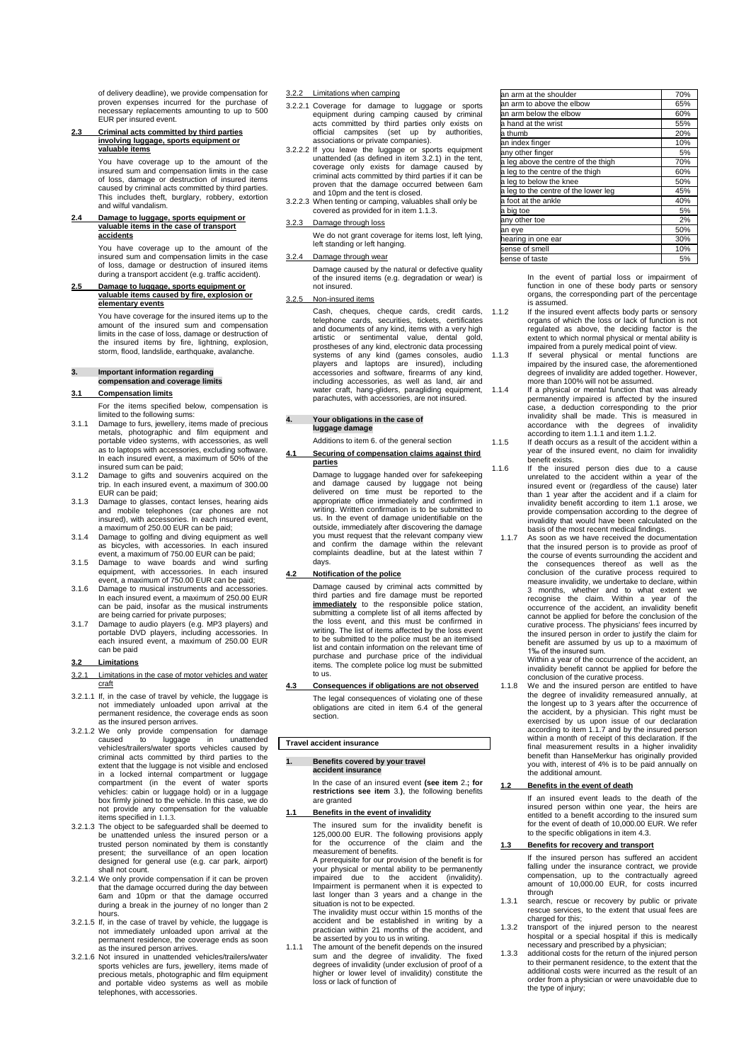of delivery deadline), we provide compensation for proven expenses incurred for the purchase of necessary replacements amounting to up to 500 EUR per insured event.

### 2.3 Criminal acts committed by third parties involving luggage, sports equipment or valuable items

You have coverage up to the amount of the insured sum and compensation limits in the case of loss, damage or destruction of insured items caused by criminal acts committed by third parties. This includes theft, burglary, robbery, extortion and wilful vandalism.

### 2.4 Damage to luggage, sports equipment or valuable items in the case of transport accidents

You have coverage up to the amount of the insured sum and compensation limits in the case of loss, damage or destruction of insured items during a transport accident (e.g. traffic accident).

### 2.5 Damage to luggage, sports equipment or valuable items caused by fire, explosion or elementary events

You have coverage for the insured items up to the amount of the insured sum and compensation limits in the case of loss, damage or destruction of the insured items by fire, lightning, explosion, storm, flood, landslide, earthquake, avalanche.

## 3. Important information regarding compensation and coverage limits

### 3.1 Compensation limits

For the items specified below, compensation is limited to the following sums:

3.1.1 Damage to furs, jewellery, items made of precious metals, photographic and film equipment and portable video systems, with accessories, as well as to laptops with accessories, excluding software. In each insured event, a maximum of 50% of the insured sum can be paid;

3.1.2 Damage to gifts and souvenirs acquired on the trip. In each insured event, a maximum of 300.00 EUR can be paid;

3.1.3 Damage to glasses, contact lenses, hearing aids and mobile telephones (car phones are not insured), with accessories. In each insured event, a maximum of 250.00 EUR can be paid;

3.1.4 Damage to golfing and diving equipment as well as bicycles, with accessories. In each insured event, a maximum of 750.00 EUR can be paid;

3.1.5 Damage to wave boards and wind surfing equipment, with accessories. In each insured event, a maximum of 750.00 EUR can be paid;

3.1.6 Damage to musical instruments and accessories. In each insured event, a maximum of 250.00 EUR can be paid, insofar as the musical instruments are being carried for private purposes;

3.1.7 Damage to audio players (e.g. MP3 players) and portable DVD players, including accessories. In each insured event, a maximum of 250.00 EUR can be paid

### 3.2 Limitations

#### 3.2.1 Limitations in the case of motor vehicles and water craft

3.2.1.1 If, in the case of travel by vehicle, the luggage is not immediately unloaded upon arrival at the permanent residence, the coverage ends as soon as the insured person arrives.

3.2.1.2 We only provide compensation for damage caused to luggage in unattended vehicles/trailers/water sports vehicles caused by criminal acts committed by third parties to the extent that the luggage is not visible and enclosed in a locked internal compartment or luggage compartment (in the event of water sports vehicles: cabin or luggage hold) or in a luggage box firmly joined to the vehicle. In this case, we do not provide any compensation for the valuable items specified in 1.1.3.

3.2.1.3 The object to be safeguarded shall be deemed to be unattended unless the insured person or a trusted person nominated by them is constantly present; the surveillance of an open location designed for general use (e.g. car park, airport) shall not count.

3.2.1.4 We only provide compensation if it can be proven that the damage occurred during the day between 6am and 10pm or that the damage occurred during a break in the journey of no longer than 2 hours.

3.2.1.5 If, in the case of travel by vehicle, the luggage is not immediately unloaded upon arrival at the permanent residence, the coverage ends as soon as the insured person arrives.

3.2.1.6 Not insured in unattended vehicles/trailers/water sports vehicles are furs, jewellery, items made of precious metals, photographic and film equipment and portable video systems as well as mobile telephones, with accessories.

#### 3.2.2 Limitations when camping

3.2.2.1 Coverage for damage to luggage or sports equipment during camping caused by criminal acts committed by third parties only exists on official campsites (set up by authorities, associations or private companies).

3.2.2.2 If you leave the luggage or sports equipment unattended (as defined in item 3.2.1) in the tent, coverage only exists for damage caused by criminal acts committed by third parties if it can be proven that the damage occurred between 6am and 10pm and the tent is closed.

3.2.2.3 When tenting or camping, valuables shall only be covered as provided for in item 1.1.3.

#### 3.2.3 Damage through loss

We do not grant coverage for items lost, left lying, left standing or left hanging.

#### 3.2.4 Damage through wear

Damage caused by the natural or defective quality of the insured items (e.g. degradation or wear) is not insured.

#### 3.2.5 Non-insured items

Cash, cheques, cheque cards, credit cards, telephone cards, securities, tickets, certificates and documents of any kind, items with a very high artistic or sentimental value, dental gold, prostheses of any kind, electronic data processing systems of any kind (games consoles, audio players and laptops are insured), including accessories and software, firearms of any kind, including accessories, as well as land, air and water craft, hang-gliders, paragliding equipment, parachutes, with accessories, are not insured.

## 4. Your obligations in the case of luggage damage

Additions to item 6. of the general section

### 4.1 Securing of compensation claims against third parties

Damage to luggage handed over for safekeeping and damage caused by luggage not being delivered on time must be reported to the appropriate office immediately and confirmed in writing. Written confirmation is to be submitted to us. In the event of damage unidentifiable on the outside, immediately after discovering the damage you must request that the relevant company view and confirm the damage within the relevant complaints deadline, but at the latest within 7 days.

### 4.2 Notification of the police

Damage caused by criminal acts committed by third parties and fire damage must be reported **immediately** to the responsible police station, submitting a complete list of all items affected by the loss event, and this must be confirmed in writing. The list of items affected by the loss event to be submitted to the police must be an itemised list and contain information on the relevant time of purchase and purchase price of the individual items. The complete police log must be submitted to us.

### 4.3 Consequences if obligations are not observed

The legal consequences of violating one of these obligations are cited in item 6.4 of the general section.

# Travel accident insurance

## 1. Benefits covered by your travel accident insurance

In the case of an insured event **(see item 2.; for restrictions see item 3.)**, the following benefits are granted

### 1.1 Benefits in the event of invalidity

The insured sum for the invalidity benefit is 125,000.00 EUR. The following provisions apply for the occurrence of the claim and the measurement of benefits.

A prerequisite for our provision of the benefit is for your physical or mental ability to be permanently impaired due to the accident (invalidity). Impairment is permanent when it is expected to last longer than 3 years and a change in the situation is not to be expected.

The invalidity must occur within 15 months of the accident and be established in writing by a practician within 21 months of the accident, and be asserted by you to us in writing.

1.1.1 The amount of the benefit depends on the insured sum and the degree of invalidity. The fixed degrees of invalidity (under exclusion of proof of a higher or lower level of invalidity) constitute the loss or lack of function of

| | |
|---|---|
| an arm at the shoulder | 70% |
| an arm to above the elbow | 65% |
| an arm below the elbow | 60% |
| a hand at the wrist | 55% |
| a thumb | 20% |
| an index finger | 10% |
| any other finger | 5% |
| a leg above the centre of the thigh | 70% |
| a leg to the centre of the thigh | 60% |
| a leg to below the knee | 50% |
| a leg to the centre of the lower leg | 45% |
| a foot at the ankle | 40% |
| a big toe | 5% |
| any other toe | 2% |
| an eye | 50% |
| hearing in one ear | 30% |
| sense of smell | 10% |
| sense of taste | 5% |

In the event of partial loss or impairment of function in one of these body parts or sensory organs, the corresponding part of the percentage is assumed.

1.1.2 If the insured event affects body parts or sensory organs of which the loss or lack of function is not regulated as above, the deciding factor is the extent to which normal physical or mental ability is impaired from a purely medical point of view.

1.1.3 If several physical or mental functions are impaired by the insured case, the aforementioned degrees of invalidity are added together. However, more than 100% will not be assumed.

1.1.4 If a physical or mental function that was already permanently impaired is affected by the insured case, a deduction corresponding to the prior invalidity shall be made. This is measured in accordance with the degrees of invalidity according to item 1.1.1 and item 1.1.2.

1.1.5 If death occurs as a result of the accident within a year of the insured event, no claim for invalidity benefit exists.

1.1.6 If the insured person dies due to a cause unrelated to the accident within a year of the insured event or (regardless of the cause) later than 1 year after the accident and if a claim for invalidity benefit according to item 1.1 arose, we provide compensation according to the degree of invalidity that would have been calculated on the basis of the most recent medical findings.

1.1.7 As soon as we have received the documentation that the insured person is to provide as proof of the course of events surrounding the accident and the consequences thereof as well as the conclusion of the curative process required to measure invalidity, we undertake to declare, within 3 months, whether and to what extent we recognise the claim. Within a year of the occurrence of the accident, an invalidity benefit cannot be applied for before the conclusion of the curative process. The physicians' fees incurred by the insured person in order to justify the claim for benefit are assumed by us up to a maximum of 1‰ of the insured sum.

Within a year of the occurrence of the accident, an invalidity benefit cannot be applied for before the conclusion of the curative process.

1.1.8 We and the insured person are entitled to have the degree of invalidity remeasured annually, at the longest up to 3 years after the occurrence of the accident, by a physician. This right must be exercised by us upon issue of our declaration according to item 1.1.7 and by the insured person within a month of receipt of this declaration. If the final measurement results in a higher invalidity benefit than HanseMerkur has originally provided you with, interest of 4% is to be paid annually on the additional amount.

### 1.2 Benefits in the event of death

If an insured event leads to the death of the insured person within one year, the heirs are entitled to a benefit according to the insured sum for the event of death of 10,000.00 EUR. We refer to the specific obligations in item 4.3.

### 1.3 Benefits for recovery and transport

If the insured person has suffered an accident falling under the insurance contract, we provide compensation, up to the contractually agreed amount of 10,000.00 EUR, for costs incurred through

1.3.1 search, rescue or recovery by public or private rescue services, to the extent that usual fees are charged for this;

1.3.2 transport of the injured person to the nearest hospital or a special hospital if this is medically necessary and prescribed by a physician;

1.3.3 additional costs for the return of the injured person to their permanent residence, to the extent that the additional costs were incurred as the result of an order from a physician or were unavoidable due to the type of injury;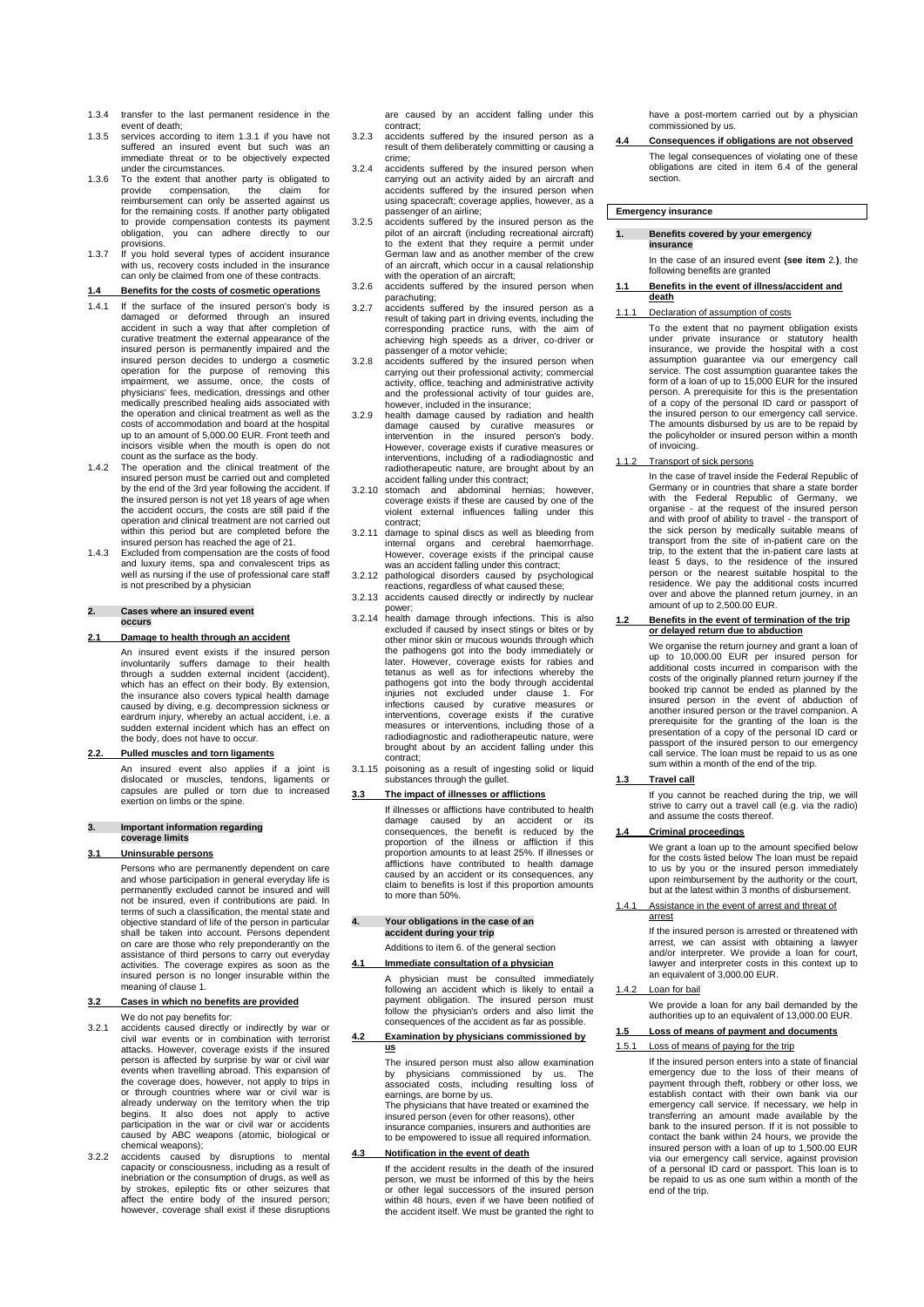1.3.4 transfer to the last permanent residence in the event of death;

1.3.5 services according to item 1.3.1 if you have not suffered an insured event but such was an immediate threat or to be objectively expected under the circumstances.

1.3.6 To the extent that another party is obligated to provide compensation, the claim for reimbursement can only be asserted against us for the remaining costs. If another party obligated to provide compensation contests its payment obligation, you can adhere directly to our provisions.

1.3.7 If you hold several types of accident insurance with us, recovery costs included in the insurance can only be claimed from one of these contracts.

### 1.4 Benefits for the costs of cosmetic operations

1.4.1 If the surface of the insured person's body is damaged or deformed through an insured accident in such a way that after completion of curative treatment the external appearance of the insured person is permanently impaired and the insured person decides to undergo a cosmetic operation for the purpose of removing this impairment, we assume, once, the costs of physicians' fees, medication, dressings and other medically prescribed healing aids associated with the operation and clinical treatment as well as the costs of accommodation and board at the hospital up to an amount of 5,000.00 EUR. Front teeth and incisors visible when the mouth is open do not count as the surface as the body.

1.4.2 The operation and the clinical treatment of the insured person must be carried out and completed by the end of the 3rd year following the accident. If the insured person is not yet 18 years of age when the accident occurs, the costs are still paid if the operation and clinical treatment are not carried out within this period but are completed before the insured person has reached the age of 21.

1.4.3 Excluded from compensation are the costs of food and luxury items, spa and convalescent trips as well as nursing if the use of professional care staff is not prescribed by a physician

## 2. Cases where an insured event occurs

### 2.1 Damage to health through an accident

An insured event exists if the insured person involuntarily suffers damage to their health through a sudden external incident (accident), which has an effect on their body. By extension, the insurance also covers typical health damage caused by diving, e.g. decompression sickness or eardrum injury, whereby an actual accident, i.e. a sudden external incident which has an effect on the body, does not have to occur.

### 2.2. Pulled muscles and torn ligaments

An insured event also applies if a joint is dislocated or muscles, tendons, ligaments or capsules are pulled or torn due to increased exertion on limbs or the spine.

## 3. Important information regarding coverage limits

### 3.1 Uninsurable persons

Persons who are permanently dependent on care and whose participation in general everyday life is permanently excluded cannot be insured and will not be insured, even if contributions are paid. In terms of such a classification, the mental state and objective standard of life of the person in particular shall be taken into account. Persons dependent on care are those who rely preponderantly on the assistance of third persons to carry out everyday activities. The coverage expires as soon as the insured person is no longer insurable within the meaning of clause 1.

### 3.2 Cases in which no benefits are provided

We do not pay benefits for:

3.2.1 accidents caused directly or indirectly by war or civil war events or in combination with terrorist attacks. However, coverage exists if the insured person is affected by surprise by war or civil war events when travelling abroad. This expansion of the coverage does, however, not apply to trips in or through countries where war or civil war is already underway on the territory when the trip begins. It also does not apply to active participation in the war or civil war or accidents caused by ABC weapons (atomic, biological or chemical weapons);

3.2.2 accidents caused by disruptions to mental capacity or consciousness, including as a result of inebriation or the consumption of drugs, as well as by strokes, epileptic fits or other seizures that affect the entire body of the insured person; however, coverage shall exist if these disruptions are caused by an accident falling under this contract;

3.2.3 accidents suffered by the insured person as a result of them deliberately committing or causing a crime;

3.2.4 accidents suffered by the insured person when carrying out an activity aided by an aircraft and accidents suffered by the insured person when using spacecraft; coverage applies, however, as a passenger of an airline;

3.2.5 accidents suffered by the insured person as the pilot of an aircraft (including recreational aircraft) to the extent that they require a permit under German law and as another member of the crew of an aircraft, which occur in a causal relationship with the operation of an aircraft;

3.2.6 accidents suffered by the insured person when parachuting;

3.2.7 accidents suffered by the insured person as a result of taking part in driving events, including the corresponding practice runs, with the aim of achieving high speeds as a driver, co-driver or passenger of a motor vehicle;

3.2.8 accidents suffered by the insured person when carrying out their professional activity; commercial activity, office, teaching and administrative activity and the professional activity of tour guides are, however, included in the insurance;

3.2.9 health damage caused by radiation and health damage caused by curative measures or intervention in the insured person's body. However, coverage exists if curative measures or interventions, including of a radiodiagnostic and radiotherapeutic nature, are brought about by an accident falling under this contract;

3.2.10 stomach and abdominal hernias; however, coverage exists if these are caused by one of the violent external influences falling under this contract;

3.2.11 damage to spinal discs as well as bleeding from internal organs and cerebral haemorrhage. However, coverage exists if the principal cause was an accident falling under this contract;

3.2.12 pathological disorders caused by psychological reactions, regardless of what caused these;

3.2.13 accidents caused directly or indirectly by nuclear power;

3.2.14 health damage through infections. This is also excluded if caused by insect stings or bites or by other minor skin or mucous wounds through which the pathogens got into the body immediately or later. However, coverage exists for rabies and tetanus as well as for infections whereby the pathogens got into the body through accidental injuries not excluded under clause 1. For infections caused by curative measures or interventions, coverage exists if the curative measures or interventions, including those of a radiodiagnostic and radiotherapeutic nature, were brought about by an accident falling under this contract;

3.1.15 poisoning as a result of ingesting solid or liquid substances through the gullet.

### 3.3 The impact of illnesses or afflictions

If illnesses or afflictions have contributed to health damage caused by an accident or its consequences, the benefit is reduced by the proportion of the illness or affliction if this proportion amounts to at least 25%. If illnesses or afflictions have contributed to health damage caused by an accident or its consequences, any claim to benefits is lost if this proportion amounts to more than 50%.

## 4. Your obligations in the case of an accident during your trip

Additions to item 6. of the general section

### 4.1 Immediate consultation of a physician

A physician must be consulted immediately following an accident which is likely to entail a payment obligation. The insured person must follow the physician's orders and also limit the consequences of the accident as far as possible.

### 4.2 Examination by physicians commissioned by us

The insured person must also allow examination by physicians commissioned by us. The associated costs, including resulting loss of earnings, are borne by us.

The physicians that have treated or examined the insured person (even for other reasons), other insurance companies, insurers and authorities are to be empowered to issue all required information.

### 4.3 Notification in the event of death

If the accident results in the death of the insured person, we must be informed of this by the heirs or other legal successors of the insured person within 48 hours, even if we have been notified of the accident itself. We must be granted the right to have a post-mortem carried out by a physician commissioned by us.

### 4.4 Consequences if obligations are not observed

The legal consequences of violating one of these obligations are cited in item 6.4 of the general section.

# Emergency insurance

## 1. Benefits covered by your emergency insurance

In the case of an insured event **(see item 2.)**, the following benefits are granted

### 1.1 Benefits in the event of illness/accident and death

#### 1.1.1 Declaration of assumption of costs

To the extent that no payment obligation exists under private insurance or statutory health insurance, we provide the hospital with a cost assumption guarantee via our emergency call service. The cost assumption guarantee takes the form of a loan of up to 15,000 EUR for the insured person. A prerequisite for this is the presentation of a copy of the personal ID card or passport of the insured person to our emergency call service. The amounts disbursed by us are to be repaid by the policyholder or insured person within a month of invoicing.

#### 1.1.2 Transport of sick persons

In the case of travel inside the Federal Republic of Germany or in countries that share a state border with the Federal Republic of Germany, we organise - at the request of the insured person and with proof of ability to travel - the transport of the sick person by medically suitable means of transport from the site of in-patient care on the trip, to the extent that the in-patient care lasts at least 5 days, to the residence of the insured person or the nearest suitable hospital to the residence. We pay the additional costs incurred over and above the planned return journey, in an amount of up to 2,500.00 EUR.

### 1.2 Benefits in the event of termination of the trip or delayed return due to abduction

We organise the return journey and grant a loan of up to 10,000.00 EUR per insured person for additional costs incurred in comparison with the costs of the originally planned return journey if the booked trip cannot be ended as planned by the insured person in the event of abduction of another insured person or the travel companion. A prerequisite for the granting of the loan is the presentation of a copy of the personal ID card or passport of the insured person to our emergency call service. The loan must be repaid to us as one sum within a month of the end of the trip.

### 1.3 Travel call

If you cannot be reached during the trip, we will strive to carry out a travel call (e.g. via the radio) and assume the costs thereof.

### 1.4 Criminal proceedings

We grant a loan up to the amount specified below for the costs listed below The loan must be repaid to us by you or the insured person immediately upon reimbursement by the authority or the court, but at the latest within 3 months of disbursement.

#### 1.4.1 Assistance in the event of arrest and threat of arrest

If the insured person is arrested or threatened with arrest, we can assist with obtaining a lawyer and/or interpreter. We provide a loan for court, lawyer and interpreter costs in this context up to an equivalent of 3,000.00 EUR.

#### 1.4.2 Loan for bail

We provide a loan for any bail demanded by the authorities up to an equivalent of 13,000.00 EUR.

### 1.5 Loss of means of payment and documents

#### 1.5.1 Loss of means of paying for the trip

If the insured person enters into a state of financial emergency due to the loss of their means of payment through theft, robbery or other loss, we establish contact with their own bank via our emergency call service. If necessary, we help in transferring an amount made available by the bank to the insured person. If it is not possible to contact the bank within 24 hours, we provide the insured person with a loan of up to 1,500.00 EUR via our emergency call service, against provision of a personal ID card or passport. This loan is to be repaid to us as one sum within a month of the end of the trip.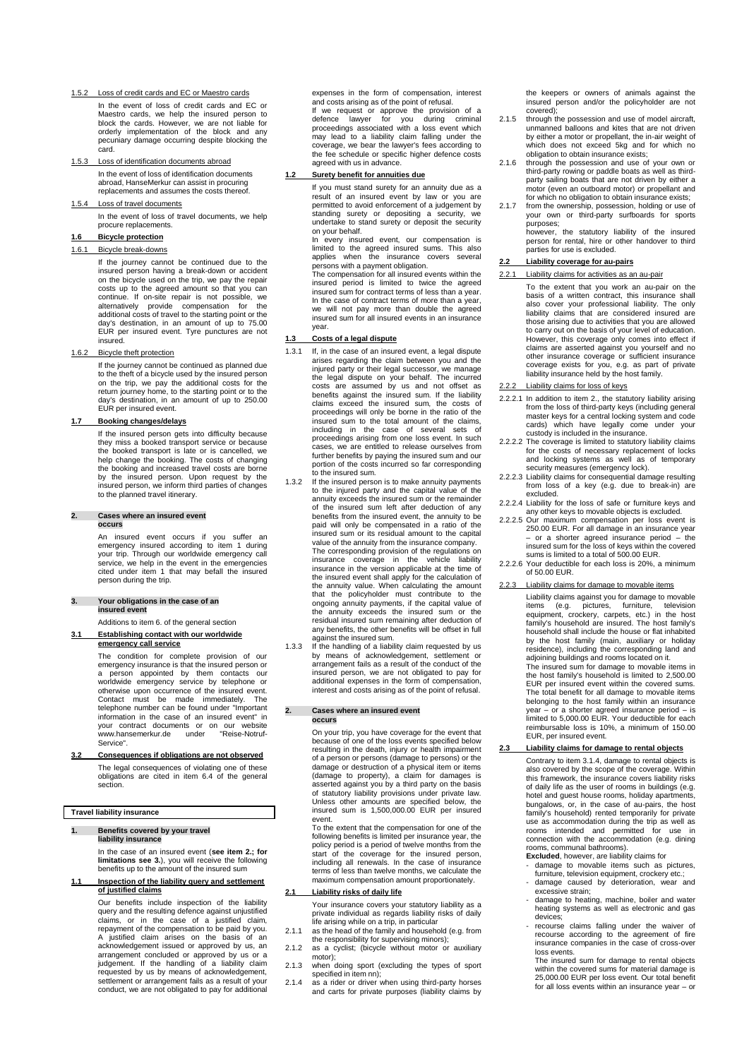#### 1.5.2 Loss of credit cards and EC or Maestro cards

In the event of loss of credit cards and EC or Maestro cards, we help the insured person to block the cards. However, we are not liable for orderly implementation of the block and any pecuniary damage occurring despite blocking the card.

#### 1.5.3 Loss of identification documents abroad

In the event of loss of identification documents abroad, HanseMerkur can assist in procuring replacements and assumes the costs thereof.

#### 1.5.4 Loss of travel documents

In the event of loss of travel documents, we help procure replacements.

### 1.6 Bicycle protection

#### 1.6.1 Bicycle break-downs

If the journey cannot be continued due to the insured person having a break-down or accident on the bicycle used on the trip, we pay the repair costs up to the agreed amount so that you can continue. If on-site repair is not possible, we alternatively provide compensation for the additional costs of travel to the starting point or the day's destination, in an amount of up to 75.00 EUR per insured event. Tyre punctures are not insured.

#### 1.6.2 Bicycle theft protection

If the journey cannot be continued as planned due to the theft of a bicycle used by the insured person on the trip, we pay the additional costs for the return journey home, to the starting point or to the day's destination, in an amount of up to 250.00 EUR per insured event.

### 1.7 Booking changes/delays

If the insured person gets into difficulty because they miss a booked transport service or because the booked transport is late or is cancelled, we help change the booking. The costs of changing the booking and increased travel costs are borne by the insured person. Upon request by the insured person, we inform third parties of changes to the planned travel itinerary.

## 2. Cases where an insured event occurs

An insured event occurs if you suffer an emergency insured according to item 1 during your trip. Through our worldwide emergency call service, we help in the event in the emergencies cited under item 1 that may befall the insured person during the trip.

## 3. Your obligations in the case of an insured event

Additions to item 6. of the general section

### 3.1 Establishing contact with our worldwide emergency call service

The condition for complete provision of our emergency insurance is that the insured person or a person appointed by them contacts our worldwide emergency service by telephone or otherwise upon occurrence of the insured event. Contact must be made immediately. The telephone number can be found under "Important information in the case of an insured event" in your contract documents or on our website www.hansemerkur.de under "Reise-Notruf-Service".

### 3.2 Consequences if obligations are not observed

The legal consequences of violating one of these obligations are cited in item 6.4 of the general section.

# Travel liability insurance

## 1. Benefits covered by your travel liability insurance

In the case of an insured event (**see item 2.; for limitations see 3.**), you will receive the following benefits up to the amount of the insured sum

### 1.1 Inspection of the liability query and settlement of justified claims

Our benefits include inspection of the liability query and the resulting defence against unjustified claims, or in the case of a justified claim, repayment of the compensation to be paid by you. A justified claim arises on the basis of an acknowledgement issued or approved by us, an arrangement concluded or approved by us or a judgement. If the handling of a liability claim requested by us by means of acknowledgement, settlement or arrangement fails as a result of your conduct, we are not obligated to pay for additional expenses in the form of compensation, interest and costs arising as of the point of refusal.

If we request or approve the provision of a defence lawyer for you during criminal proceedings associated with a loss event which may lead to a liability claim falling under the coverage, we bear the lawyer's fees according to the fee schedule or specific higher defence costs agreed with us in advance.

### 1.2 Surety benefit for annuities due

If you must stand surety for an annuity due as a result of an insured event by law or you are permitted to avoid enforcement of a judgement by standing surety or depositing a security, we undertake to stand surety or deposit the security on your behalf.

In every insured event, our compensation is limited to the agreed insured sums. This also applies when the insurance covers several persons with a payment obligation.

The compensation for all insured events within the insured period is limited to twice the agreed insured sum for contract terms of less than a year. In the case of contract terms of more than a year, we will not pay more than double the agreed insured sum for all insured events in an insurance year.

### 1.3 Costs of a legal dispute

1.3.1 If, in the case of an insured event, a legal dispute arises regarding the claim between you and the injured party or their legal successor, we manage the legal dispute on your behalf. The incurred costs are assumed by us and not offset as benefits against the insured sum. If the liability claims exceed the insured sum, the costs of proceedings will only be borne in the ratio of the insured sum to the total amount of the claims, including in the case of several sets of proceedings arising from one loss event. In such cases, we are entitled to release ourselves from further benefits by paying the insured sum and our portion of the costs incurred so far corresponding to the insured sum.

1.3.2 If the insured person is to make annuity payments to the injured party and the capital value of the annuity exceeds the insured sum or the remainder of the insured sum left after deduction of any benefits from the insured event, the annuity to be paid will only be compensated in a ratio of the insured sum or its residual amount to the capital value of the annuity from the insurance company.
The corresponding provision of the regulations on insurance coverage in the vehicle liability insurance in the version applicable at the time of the insured event shall apply for the calculation of the annuity value. When calculating the amount that the policyholder must contribute to the ongoing annuity payments, if the capital value of the annuity exceeds the insured sum or the residual insured sum remaining after deduction of any benefits, the other benefits will be offset in full against the insured sum.

1.3.3 If the handling of a liability claim requested by us by means of acknowledgement, settlement or arrangement fails as a result of the conduct of the insured person, we are not obligated to pay for additional expenses in the form of compensation, interest and costs arising as of the point of refusal.

## 2. Cases where an insured event occurs

On your trip, you have coverage for the event that because of one of the loss events specified below resulting in the death, injury or health impairment of a person or persons (damage to persons) or the damage or destruction of a physical item or items (damage to property), a claim for damages is asserted against you by a third party on the basis of statutory liability provisions under private law. Unless other amounts are specified below, the insured sum is 1,500,000.00 EUR per insured event.

To the extent that the compensation for one of the following benefits is limited per insurance year, the policy period is a period of twelve months from the start of the coverage for the insured person, including all renewals. In the case of insurance terms of less than twelve months, we calculate the maximum compensation amount proportionately.

### 2.1 Liability risks of daily life

Your insurance covers your statutory liability as a private individual as regards liability risks of daily life arising while on a trip, in particular

2.1.1 as the head of the family and household (e.g. from the responsibility for supervising minors);

2.1.2 as a cyclist; (bicycle without motor or auxiliary motor);

2.1.3 when doing sport (excluding the types of sport specified in item nn);

2.1.4 as a rider or driver when using third-party horses and carts for private purposes (liability claims by the keepers or owners of animals against the insured person and/or the policyholder are not covered);

2.1.5 through the possession and use of model aircraft, unmanned balloons and kites that are not driven by either a motor or propellant, the in-air weight of which does not exceed 5kg and for which no obligation to obtain insurance exists;

2.1.6 through the possession and use of your own or third-party rowing or paddle boats as well as third-party sailing boats that are not driven by either a motor (even an outboard motor) or propellant and for which no obligation to obtain insurance exists;

2.1.7 from the ownership, possession, holding or use of your own or third-party surfboards for sports purposes;
however, the statutory liability of the insured person for rental, hire or other handover to third parties for use is excluded.

### 2.2 Liability coverage for au-pairs

#### 2.2.1 Liability claims for activities as an au-pair

To the extent that you work an au-pair on the basis of a written contract, this insurance shall also cover your professional liability. The only liability claims that are considered insured are those arising due to activities that you are allowed to carry out on the basis of your level of education. However, this coverage only comes into effect if claims are asserted against you yourself and no other insurance coverage or sufficient insurance coverage exists for you, e.g. as part of private liability insurance held by the host family.

#### 2.2.2 Liability claims for loss of keys

2.2.2.1 In addition to item 2., the statutory liability arising from the loss of third-party keys (including general master keys for a central locking system and code cards) which have legally come under your custody is included in the insurance.

2.2.2.2 The coverage is limited to statutory liability claims for the costs of necessary replacement of locks and locking systems as well as of temporary security measures (emergency lock).

2.2.2.3 Liability claims for consequential damage resulting from loss of a key (e.g. due to break-in) are excluded.

2.2.2.4 Liability for the loss of safe or furniture keys and any other keys to movable objects is excluded.

2.2.2.5 Our maximum compensation per loss event is 250.00 EUR. For all damage in an insurance year – or a shorter agreed insurance period – the insured sum for the loss of keys within the covered sums is limited to a total of 500.00 EUR.

2.2.2.6 Your deductible for each loss is 20%, a minimum of 50.00 EUR.

#### 2.2.3 Liability claims for damage to movable items

Liability claims against you for damage to movable items (e.g. pictures, furniture, television equipment, crockery, carpets, etc.) in the host family's household are insured. The host family's household shall include the house or flat inhabited by the host family (main, auxiliary or holiday residence), including the corresponding land and adjoining buildings and rooms located on it.

The insured sum for damage to movable items in the host family's household is limited to 2,500.00 EUR per insured event within the covered sums. The total benefit for all damage to movable items belonging to the host family within an insurance year – or a shorter agreed insurance period – is limited to 5,000.00 EUR. Your deductible for each reimbursable loss is 10%, a minimum of 150.00 EUR, per insured event.

### 2.3 Liability claims for damage to rental objects

Contrary to item 3.1.4, damage to rental objects is also covered by the scope of the coverage. Within this framework, the insurance covers liability risks of daily life as the user of rooms in buildings (e.g. hotel and guest house rooms, holiday apartments, bungalows, or, in the case of au-pairs, the host family's household) rented temporarily for private use as accommodation during the trip as well as rooms intended and permitted for use in connection with the accommodation (e.g. dining rooms, communal bathrooms).

**Excluded**, however, are liability claims for

- damage to movable items such as pictures, furniture, television equipment, crockery etc.;
- damage caused by deterioration, wear and excessive strain;
- damage to heating, machine, boiler and water heating systems as well as electronic and gas devices;
- recourse claims falling under the waiver of recourse according to the agreement of fire insurance companies in the case of cross-over loss events.

The insured sum for damage to rental objects within the covered sums for material damage is 25,000.00 EUR per loss event. Our total benefit for all loss events within an insurance year – or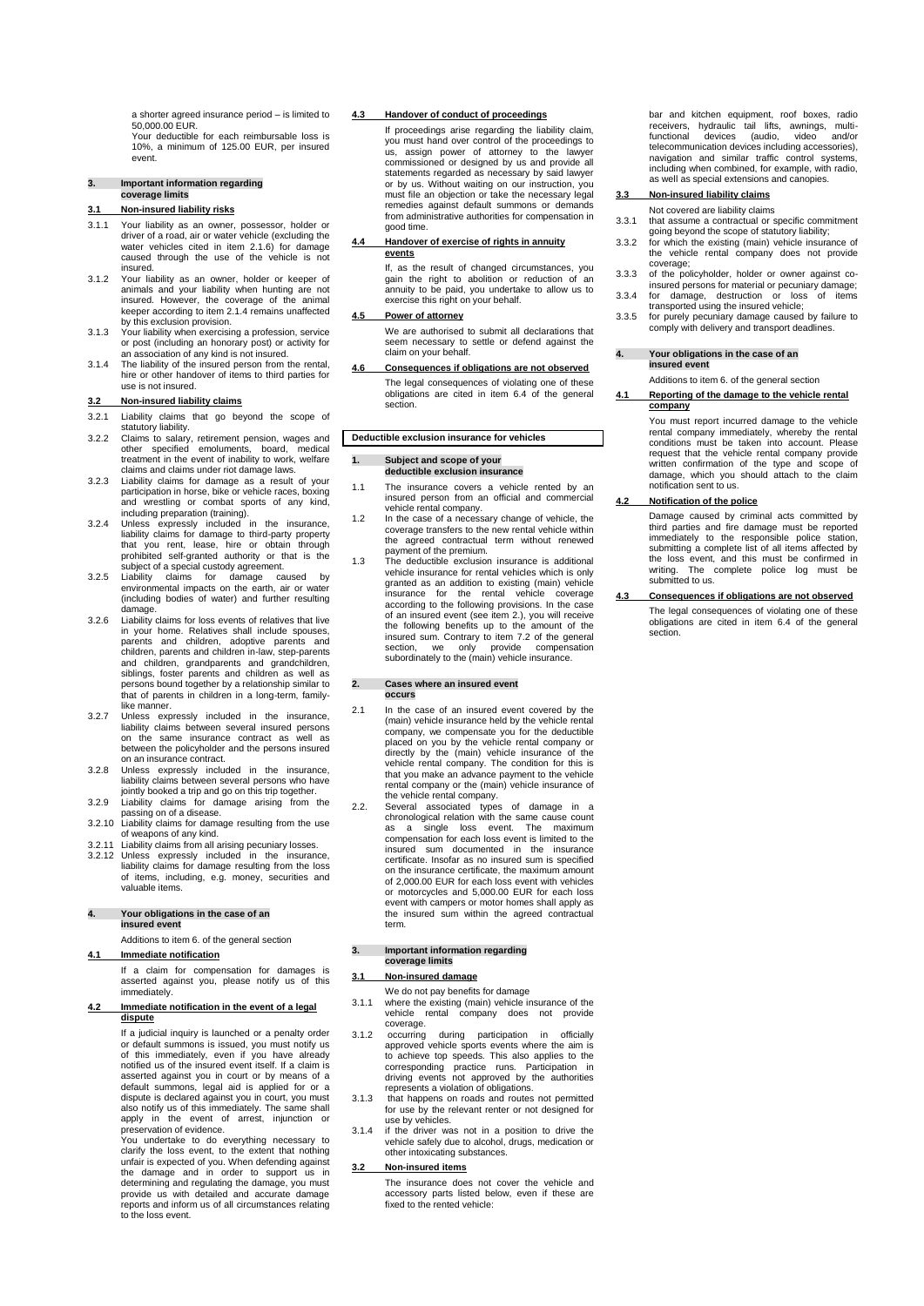a shorter agreed insurance period – is limited to 50,000.00 EUR.

Your deductible for each reimbursable loss is 10%, a minimum of 125.00 EUR, per insured event.

### 3. Important information regarding coverage limits

#### 3.1 Non-insured liability risks

3.1.1 Your liability as an owner, possessor, holder or driver of a road, air or water vehicle (excluding the water vehicles cited in item 2.1.6) for damage caused through the use of the vehicle is not insured.

3.1.2 Your liability as an owner, holder or keeper of animals and your liability when hunting are not insured. However, the coverage of the animal keeper according to item 2.1.4 remains unaffected by this exclusion provision.

3.1.3 Your liability when exercising a profession, service or post (including an honorary post) or activity for an association of any kind is not insured.

3.1.4 The liability of the insured person from the rental, hire or other handover of items to third parties for use is not insured.

#### 3.2 Non-insured liability claims

3.2.1 Liability claims that go beyond the scope of statutory liability.

3.2.2 Claims to salary, retirement pension, wages and other specified emoluments, board, medical treatment in the event of inability to work, welfare claims and claims under riot damage laws.

3.2.3 Liability claims for damage as a result of your participation in horse, bike or vehicle races, boxing and wrestling or combat sports of any kind, including preparation (training).

3.2.4 Unless expressly included in the insurance, liability claims for damage to third-party property that you rent, lease, hire or obtain through prohibited self-granted authority or that is the subject of a special custody agreement.

3.2.5 Liability claims for damage caused by environmental impacts on the earth, air or water (including bodies of water) and further resulting damage.

3.2.6 Liability claims for loss events of relatives that live in your home. Relatives shall include spouses, parents and children, adoptive parents and children, parents and children in-law, step-parents and children, grandparents and grandchildren, siblings, foster parents and children as well as persons bound together by a relationship similar to that of parents in children in a long-term, family-like manner.

3.2.7 Unless expressly included in the insurance, liability claims between several insured persons on the same insurance contract as well as between the policyholder and the persons insured on an insurance contract.

3.2.8 Unless expressly included in the insurance, liability claims between several persons who have jointly booked a trip and go on this trip together.

3.2.9 Liability claims for damage arising from the passing on of a disease.

3.2.10 Liability claims for damage resulting from the use of weapons of any kind.

3.2.11 Liability claims from all arising pecuniary losses.

3.2.12 Unless expressly included in the insurance, liability claims for damage resulting from the loss of items, including, e.g. money, securities and valuable items.

### 4. Your obligations in the case of an insured event

Additions to item 6. of the general section

#### 4.1 Immediate notification

If a claim for compensation for damages is asserted against you, please notify us of this immediately.

#### 4.2 Immediate notification in the event of a legal dispute

If a judicial inquiry is launched or a penalty order or default summons is issued, you must notify us of this immediately, even if you have already notified us of the insured event itself. If a claim is asserted against you in court or by means of a default summons, legal aid is applied for or a dispute is declared against you in court, you must also notify us of this immediately. The same shall apply in the event of arrest, injunction or preservation of evidence.

You undertake to do everything necessary to clarify the loss event, to the extent that nothing unfair is expected of you. When defending against the damage and in order to support us in determining and regulating the damage, you must provide us with detailed and accurate damage reports and inform us of all circumstances relating to the loss event.

#### 4.3 Handover of conduct of proceedings

If proceedings arise regarding the liability claim, you must hand over control of the proceedings to us, assign power of attorney to the lawyer commissioned or designed by us and provide all statements regarded as necessary by said lawyer or by us. Without waiting on our instruction, you must file an objection or take the necessary legal remedies against default summons or demands from administrative authorities for compensation in good time.

#### 4.4 Handover of exercise of rights in annuity events

If, as the result of changed circumstances, you gain the right to abolition or reduction of an annuity to be paid, you undertake to allow us to exercise this right on your behalf.

#### 4.5 Power of attorney

We are authorised to submit all declarations that seem necessary to settle or defend against the claim on your behalf.

#### 4.6 Consequences if obligations are not observed

The legal consequences of violating one of these obligations are cited in item 6.4 of the general section.

## Deductible exclusion insurance for vehicles

### 1. Subject and scope of your deductible exclusion insurance

1.1 The insurance covers a vehicle rented by an insured person from an official and commercial vehicle rental company.

1.2 In the case of a necessary change of vehicle, the coverage transfers to the new rental vehicle within the agreed contractual term without renewed payment of the premium.

1.3 The deductible exclusion insurance is additional vehicle insurance for rental vehicles which is only granted as an addition to existing (main) vehicle insurance for the rental vehicle coverage according to the following provisions. In the case of an insured event (see item 2.), you will receive the following benefits up to the amount of the insured sum. Contrary to item 7.2 of the general section, we only provide compensation subordinately to the (main) vehicle insurance.

### 2. Cases where an insured event occurs

2.1 In the case of an insured event covered by the (main) vehicle insurance held by the vehicle rental company, we compensate you for the deductible placed on you by the vehicle rental company or directly by the (main) vehicle insurance of the vehicle rental company. The condition for this is that you make an advance payment to the vehicle rental company or the (main) vehicle insurance of the vehicle rental company.

2.2. Several associated types of damage in a chronological relation with the same cause count as a single loss event. The maximum compensation for each loss event is limited to the insured sum documented in the insurance certificate. Insofar as no insured sum is specified on the insurance certificate, the maximum amount of 2,000.00 EUR for each loss event with vehicles or motorcycles and 5,000.00 EUR for each loss event with campers or motor homes shall apply as the insured sum within the agreed contractual term.

### 3. Important information regarding coverage limits

#### 3.1 Non-insured damage

We do not pay benefits for damage

3.1.1 where the existing (main) vehicle insurance of the vehicle rental company does not provide coverage.

3.1.2 occurring during participation in officially approved vehicle sports events where the aim is to achieve top speeds. This also applies to the corresponding practice runs. Participation in driving events not approved by the authorities represents a violation of obligations.

3.1.3 that happens on roads and routes not permitted for use by the relevant renter or not designed for use by vehicles.

3.1.4 if the driver was not in a position to drive the vehicle safely due to alcohol, drugs, medication or other intoxicating substances.

#### 3.2 Non-insured items

The insurance does not cover the vehicle and accessory parts listed below, even if these are fixed to the rented vehicle:

bar and kitchen equipment, roof boxes, radio receivers, hydraulic tail lifts, awnings, multi-functional devices (audio, video and/or telecommunication devices including accessories), navigation and similar traffic control systems, including when combined, for example, with radio, as well as special extensions and canopies.

#### 3.3 Non-insured liability claims

Not covered are liability claims

3.3.1 that assume a contractual or specific commitment going beyond the scope of statutory liability;

3.3.2 for which the existing (main) vehicle insurance of the vehicle rental company does not provide coverage;

3.3.3 of the policyholder, holder or owner against co-insured persons for material or pecuniary damage;

3.3.4 for damage, destruction or loss of items transported using the insured vehicle;

3.3.5 for purely pecuniary damage caused by failure to comply with delivery and transport deadlines.

### 4. Your obligations in the case of an insured event

Additions to item 6. of the general section

#### 4.1 Reporting of the damage to the vehicle rental company

You must report incurred damage to the vehicle rental company immediately, whereby the rental conditions must be taken into account. Please request that the vehicle rental company provide written confirmation of the type and scope of damage, which you should attach to the claim notification sent to us.

#### 4.2 Notification of the police

Damage caused by criminal acts committed by third parties and fire damage must be reported immediately to the responsible police station, submitting a complete list of all items affected by the loss event, and this must be confirmed in writing. The complete police log must be submitted to us.

#### 4.3 Consequences if obligations are not observed

The legal consequences of violating one of these obligations are cited in item 6.4 of the general section.